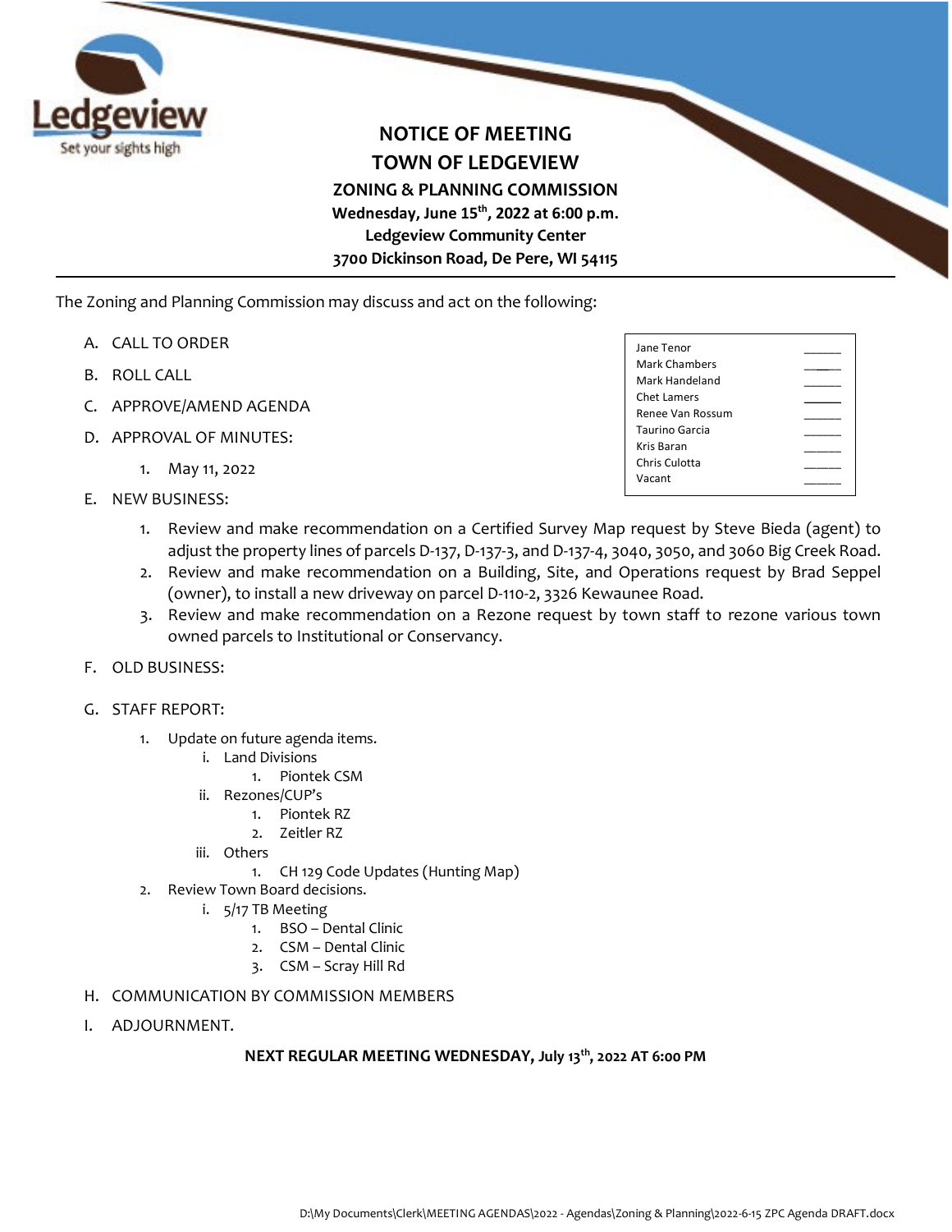Ledgeview
Set your sights high

# NOTICE OF MEETING
# TOWN OF LEDGEVIEW
## ZONING & PLANNING COMMISSION
**Wednesday, June 15th, 2022 at 6:00 p.m.**
**Ledgeview Community Center**
**3700 Dickinson Road, De Pere, WI 54115**

---

The Zoning and Planning Commission may discuss and act on the following:

| | |
|---|---|
| Jane Tenor | _____ |
| Mark Chambers | _____ |
| Mark Handeland | _____ |
| Chet Lamers | _____ |
| Renee Van Rossum | _____ |
| Taurino Garcia | _____ |
| Kris Baran | _____ |
| Chris Culotta | _____ |
| Vacant | _____ |

A. CALL TO ORDER

B. ROLL CALL

C. APPROVE/AMEND AGENDA

D. APPROVAL OF MINUTES:

1. May 11, 2022

E. NEW BUSINESS:

1. Review and make recommendation on a Certified Survey Map request by Steve Bieda (agent) to adjust the property lines of parcels D-137, D-137-3, and D-137-4, 3040, 3050, and 3060 Big Creek Road.
2. Review and make recommendation on a Building, Site, and Operations request by Brad Seppel (owner), to install a new driveway on parcel D-110-2, 3326 Kewaunee Road.
3. Review and make recommendation on a Rezone request by town staff to rezone various town owned parcels to Institutional or Conservancy.

F. OLD BUSINESS:

G. STAFF REPORT:

1. Update on future agenda items.
   i. Land Divisions
      1. Piontek CSM
   ii. Rezones/CUP's
      1. Piontek RZ
      2. Zeitler RZ
   iii. Others
      1. CH 129 Code Updates (Hunting Map)
2. Review Town Board decisions.
   i. 5/17 TB Meeting
      1. BSO – Dental Clinic
      2. CSM – Dental Clinic
      3. CSM – Scray Hill Rd

H. COMMUNICATION BY COMMISSION MEMBERS

I. ADJOURNMENT.

**NEXT REGULAR MEETING WEDNESDAY, July 13th, 2022 AT 6:00 PM**

D:\My Documents\Clerk\MEETING AGENDAS\2022 - Agendas\Zoning & Planning\2022-6-15 ZPC Agenda DRAFT.docx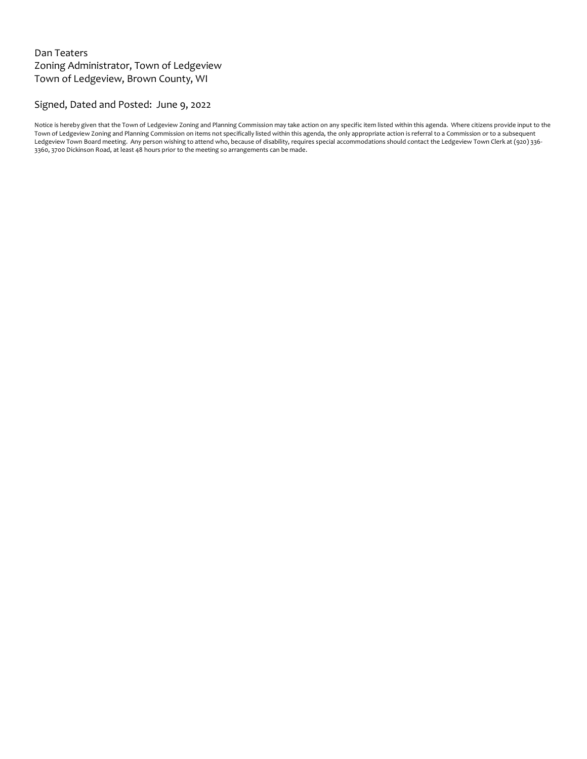Dan Teaters
Zoning Administrator, Town of Ledgeview
Town of Ledgeview, Brown County, WI

Signed, Dated and Posted: June 9, 2022

Notice is hereby given that the Town of Ledgeview Zoning and Planning Commission may take action on any specific item listed within this agenda. Where citizens provide input to the Town of Ledgeview Zoning and Planning Commission on items not specifically listed within this agenda, the only appropriate action is referral to a Commission or to a subsequent Ledgeview Town Board meeting. Any person wishing to attend who, because of disability, requires special accommodations should contact the Ledgeview Town Clerk at (920) 336-3360, 3700 Dickinson Road, at least 48 hours prior to the meeting so arrangements can be made.